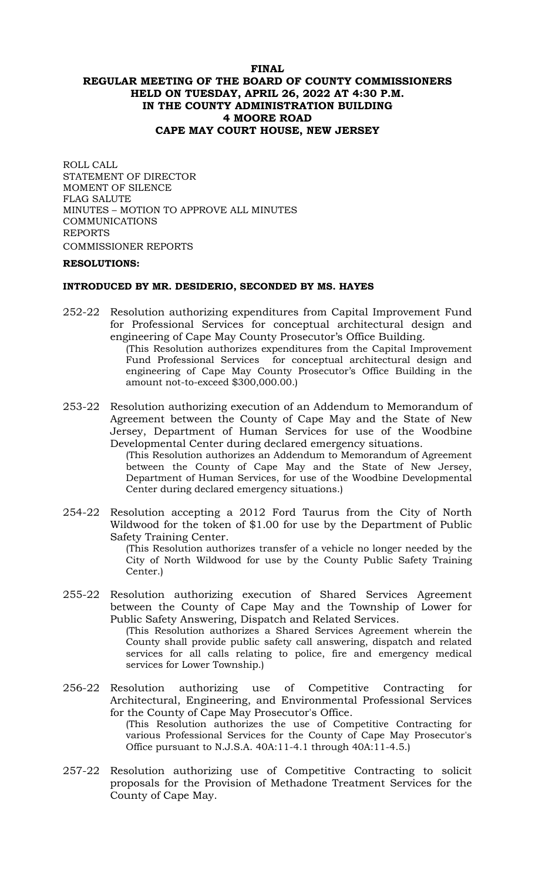# FINAL

## REGULAR MEETING OF THE BOARD OF COUNTY COMMISSIONERS HELD ON TUESDAY, APRIL 26, 2022 AT 4:30 P.M. IN THE COUNTY ADMINISTRATION BUILDING 4 MOORE ROAD CAPE MAY COURT HOUSE, NEW JERSEY

ROLL CALL
STATEMENT OF DIRECTOR
MOMENT OF SILENCE
FLAG SALUTE
MINUTES – MOTION TO APPROVE ALL MINUTES
COMMUNICATIONS
REPORTS
COMMISSIONER REPORTS

**RESOLUTIONS:**

**INTRODUCED BY MR. DESIDERIO, SECONDED BY MS. HAYES**

252-22 Resolution authorizing expenditures from Capital Improvement Fund for Professional Services for conceptual architectural design and engineering of Cape May County Prosecutor's Office Building.

(This Resolution authorizes expenditures from the Capital Improvement Fund Professional Services for conceptual architectural design and engineering of Cape May County Prosecutor's Office Building in the amount not-to-exceed $300,000.00.)

253-22 Resolution authorizing execution of an Addendum to Memorandum of Agreement between the County of Cape May and the State of New Jersey, Department of Human Services for use of the Woodbine Developmental Center during declared emergency situations.

(This Resolution authorizes an Addendum to Memorandum of Agreement between the County of Cape May and the State of New Jersey, Department of Human Services, for use of the Woodbine Developmental Center during declared emergency situations.)

254-22 Resolution accepting a 2012 Ford Taurus from the City of North Wildwood for the token of $1.00 for use by the Department of Public Safety Training Center.

(This Resolution authorizes transfer of a vehicle no longer needed by the City of North Wildwood for use by the County Public Safety Training Center.)

255-22 Resolution authorizing execution of Shared Services Agreement between the County of Cape May and the Township of Lower for Public Safety Answering, Dispatch and Related Services.

(This Resolution authorizes a Shared Services Agreement wherein the County shall provide public safety call answering, dispatch and related services for all calls relating to police, fire and emergency medical services for Lower Township.)

256-22 Resolution authorizing use of Competitive Contracting for Architectural, Engineering, and Environmental Professional Services for the County of Cape May Prosecutor's Office.

(This Resolution authorizes the use of Competitive Contracting for various Professional Services for the County of Cape May Prosecutor's Office pursuant to N.J.S.A. 40A:11-4.1 through 40A:11-4.5.)

257-22 Resolution authorizing use of Competitive Contracting to solicit proposals for the Provision of Methadone Treatment Services for the County of Cape May.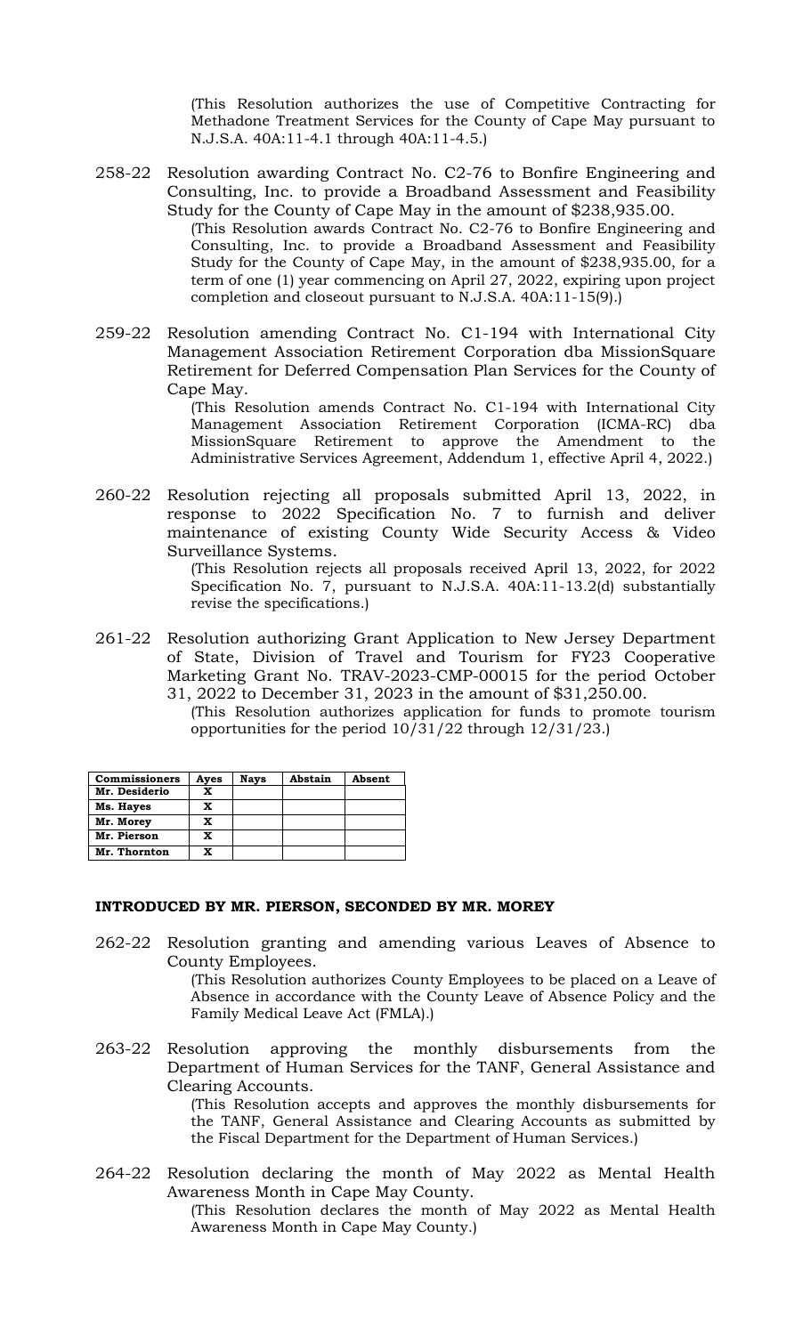(This Resolution authorizes the use of Competitive Contracting for Methadone Treatment Services for the County of Cape May pursuant to N.J.S.A. 40A:11-4.1 through 40A:11-4.5.)

258-22 Resolution awarding Contract No. C2-76 to Bonfire Engineering and Consulting, Inc. to provide a Broadband Assessment and Feasibility Study for the County of Cape May in the amount of $238,935.00.
(This Resolution awards Contract No. C2-76 to Bonfire Engineering and Consulting, Inc. to provide a Broadband Assessment and Feasibility Study for the County of Cape May, in the amount of $238,935.00, for a term of one (1) year commencing on April 27, 2022, expiring upon project completion and closeout pursuant to N.J.S.A. 40A:11-15(9).)

259-22 Resolution amending Contract No. C1-194 with International City Management Association Retirement Corporation dba MissionSquare Retirement for Deferred Compensation Plan Services for the County of Cape May.
(This Resolution amends Contract No. C1-194 with International City Management Association Retirement Corporation (ICMA-RC) dba MissionSquare Retirement to approve the Amendment to the Administrative Services Agreement, Addendum 1, effective April 4, 2022.)

260-22 Resolution rejecting all proposals submitted April 13, 2022, in response to 2022 Specification No. 7 to furnish and deliver maintenance of existing County Wide Security Access & Video Surveillance Systems.
(This Resolution rejects all proposals received April 13, 2022, for 2022 Specification No. 7, pursuant to N.J.S.A. 40A:11-13.2(d) substantially revise the specifications.)

261-22 Resolution authorizing Grant Application to New Jersey Department of State, Division of Travel and Tourism for FY23 Cooperative Marketing Grant No. TRAV-2023-CMP-00015 for the period October 31, 2022 to December 31, 2023 in the amount of $31,250.00.
(This Resolution authorizes application for funds to promote tourism opportunities for the period 10/31/22 through 12/31/23.)

| Commissioners | Ayes | Nays | Abstain | Absent |
|---|---|---|---|---|
| Mr. Desiderio | X | | | |
| Ms. Hayes | X | | | |
| Mr. Morey | X | | | |
| Mr. Pierson | X | | | |
| Mr. Thornton | X | | | |

**INTRODUCED BY MR. PIERSON, SECONDED BY MR. MOREY**

262-22 Resolution granting and amending various Leaves of Absence to County Employees.
(This Resolution authorizes County Employees to be placed on a Leave of Absence in accordance with the County Leave of Absence Policy and the Family Medical Leave Act (FMLA).)

263-22 Resolution approving the monthly disbursements from the Department of Human Services for the TANF, General Assistance and Clearing Accounts.
(This Resolution accepts and approves the monthly disbursements for the TANF, General Assistance and Clearing Accounts as submitted by the Fiscal Department for the Department of Human Services.)

264-22 Resolution declaring the month of May 2022 as Mental Health Awareness Month in Cape May County.
(This Resolution declares the month of May 2022 as Mental Health Awareness Month in Cape May County.)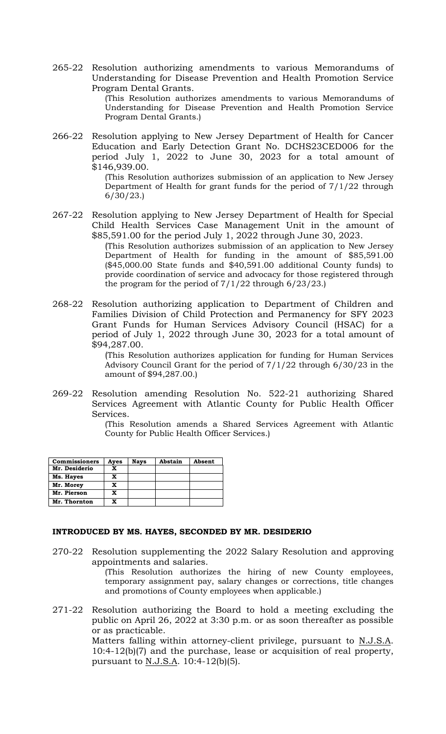265-22 Resolution authorizing amendments to various Memorandums of Understanding for Disease Prevention and Health Promotion Service Program Dental Grants.

(This Resolution authorizes amendments to various Memorandums of Understanding for Disease Prevention and Health Promotion Service Program Dental Grants.)

266-22 Resolution applying to New Jersey Department of Health for Cancer Education and Early Detection Grant No. DCHS23CED006 for the period July 1, 2022 to June 30, 2023 for a total amount of $146,939.00.

(This Resolution authorizes submission of an application to New Jersey Department of Health for grant funds for the period of 7/1/22 through 6/30/23.)

267-22 Resolution applying to New Jersey Department of Health for Special Child Health Services Case Management Unit in the amount of $85,591.00 for the period July 1, 2022 through June 30, 2023.

(This Resolution authorizes submission of an application to New Jersey Department of Health for funding in the amount of $85,591.00 ($45,000.00 State funds and $40,591.00 additional County funds) to provide coordination of service and advocacy for those registered through the program for the period of 7/1/22 through 6/23/23.)

268-22 Resolution authorizing application to Department of Children and Families Division of Child Protection and Permanency for SFY 2023 Grant Funds for Human Services Advisory Council (HSAC) for a period of July 1, 2022 through June 30, 2023 for a total amount of $94,287.00.

(This Resolution authorizes application for funding for Human Services Advisory Council Grant for the period of 7/1/22 through 6/30/23 in the amount of $94,287.00.)

269-22 Resolution amending Resolution No. 522-21 authorizing Shared Services Agreement with Atlantic County for Public Health Officer Services.

(This Resolution amends a Shared Services Agreement with Atlantic County for Public Health Officer Services.)

| Commissioners | Ayes | Nays | Abstain | Absent |
|---|---|---|---|---|
| Mr. Desiderio | X | | | |
| Ms. Hayes | X | | | |
| Mr. Morey | X | | | |
| Mr. Pierson | X | | | |
| Mr. Thornton | X | | | |

**INTRODUCED BY MS. HAYES, SECONDED BY MR. DESIDERIO**

270-22 Resolution supplementing the 2022 Salary Resolution and approving appointments and salaries.

(This Resolution authorizes the hiring of new County employees, temporary assignment pay, salary changes or corrections, title changes and promotions of County employees when applicable.)

271-22 Resolution authorizing the Board to hold a meeting excluding the public on April 26, 2022 at 3:30 p.m. or as soon thereafter as possible or as practicable.

Matters falling within attorney-client privilege, pursuant to N.J.S.A. 10:4-12(b)(7) and the purchase, lease or acquisition of real property, pursuant to N.J.S.A. 10:4-12(b)(5).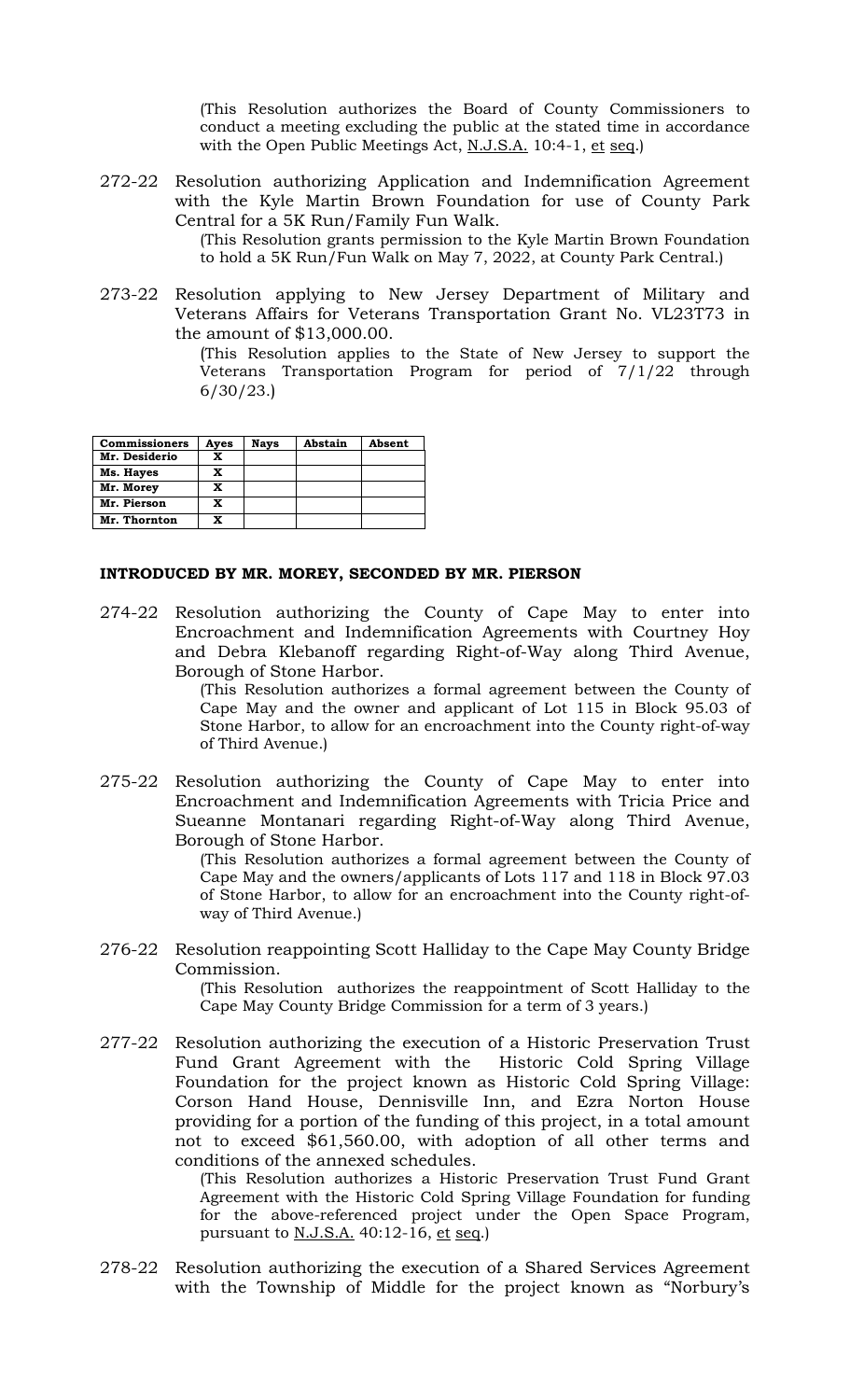(This Resolution authorizes the Board of County Commissioners to conduct a meeting excluding the public at the stated time in accordance with the Open Public Meetings Act, N.J.S.A. 10:4-1, et seq.)

272-22 Resolution authorizing Application and Indemnification Agreement with the Kyle Martin Brown Foundation for use of County Park Central for a 5K Run/Family Fun Walk.

(This Resolution grants permission to the Kyle Martin Brown Foundation to hold a 5K Run/Fun Walk on May 7, 2022, at County Park Central.)

273-22 Resolution applying to New Jersey Department of Military and Veterans Affairs for Veterans Transportation Grant No. VL23T73 in the amount of $13,000.00.

(This Resolution applies to the State of New Jersey to support the Veterans Transportation Program for period of 7/1/22 through 6/30/23.)

| Commissioners | Ayes | Nays | Abstain | Absent |
|---|---|---|---|---|
| Mr. Desiderio | X | | | |
| Ms. Hayes | X | | | |
| Mr. Morey | X | | | |
| Mr. Pierson | X | | | |
| Mr. Thornton | X | | | |

**INTRODUCED BY MR. MOREY, SECONDED BY MR. PIERSON**

274-22 Resolution authorizing the County of Cape May to enter into Encroachment and Indemnification Agreements with Courtney Hoy and Debra Klebanoff regarding Right-of-Way along Third Avenue, Borough of Stone Harbor.

(This Resolution authorizes a formal agreement between the County of Cape May and the owner and applicant of Lot 115 in Block 95.03 of Stone Harbor, to allow for an encroachment into the County right-of-way of Third Avenue.)

275-22 Resolution authorizing the County of Cape May to enter into Encroachment and Indemnification Agreements with Tricia Price and Sueanne Montanari regarding Right-of-Way along Third Avenue, Borough of Stone Harbor.

(This Resolution authorizes a formal agreement between the County of Cape May and the owners/applicants of Lots 117 and 118 in Block 97.03 of Stone Harbor, to allow for an encroachment into the County right-of-way of Third Avenue.)

276-22 Resolution reappointing Scott Halliday to the Cape May County Bridge Commission.

(This Resolution authorizes the reappointment of Scott Halliday to the Cape May County Bridge Commission for a term of 3 years.)

277-22 Resolution authorizing the execution of a Historic Preservation Trust Fund Grant Agreement with the Historic Cold Spring Village Foundation for the project known as Historic Cold Spring Village: Corson Hand House, Dennisville Inn, and Ezra Norton House providing for a portion of the funding of this project, in a total amount not to exceed $61,560.00, with adoption of all other terms and conditions of the annexed schedules.

(This Resolution authorizes a Historic Preservation Trust Fund Grant Agreement with the Historic Cold Spring Village Foundation for funding for the above-referenced project under the Open Space Program, pursuant to N.J.S.A. 40:12-16, et seq.)

278-22 Resolution authorizing the execution of a Shared Services Agreement with the Township of Middle for the project known as "Norbury's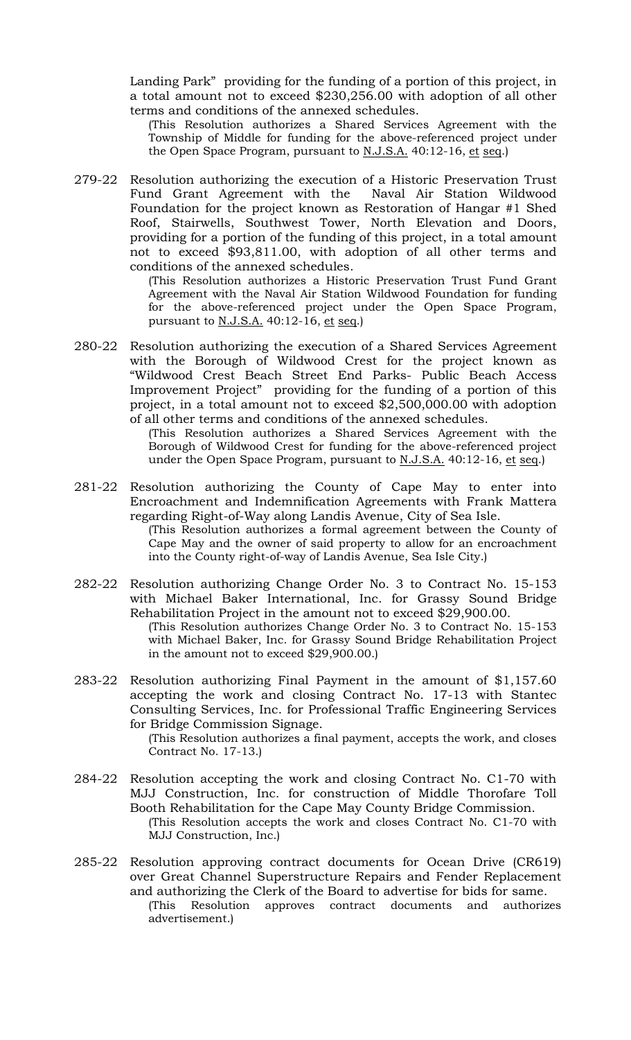Landing Park" providing for the funding of a portion of this project, in a total amount not to exceed $230,256.00 with adoption of all other terms and conditions of the annexed schedules.

(This Resolution authorizes a Shared Services Agreement with the Township of Middle for funding for the above-referenced project under the Open Space Program, pursuant to N.J.S.A. 40:12-16, et seq.)

279-22 Resolution authorizing the execution of a Historic Preservation Trust Fund Grant Agreement with the Naval Air Station Wildwood Foundation for the project known as Restoration of Hangar #1 Shed Roof, Stairwells, Southwest Tower, North Elevation and Doors, providing for a portion of the funding of this project, in a total amount not to exceed $93,811.00, with adoption of all other terms and conditions of the annexed schedules.

(This Resolution authorizes a Historic Preservation Trust Fund Grant Agreement with the Naval Air Station Wildwood Foundation for funding for the above-referenced project under the Open Space Program, pursuant to N.J.S.A. 40:12-16, et seq.)

280-22 Resolution authorizing the execution of a Shared Services Agreement with the Borough of Wildwood Crest for the project known as "Wildwood Crest Beach Street End Parks- Public Beach Access Improvement Project" providing for the funding of a portion of this project, in a total amount not to exceed $2,500,000.00 with adoption of all other terms and conditions of the annexed schedules.

(This Resolution authorizes a Shared Services Agreement with the Borough of Wildwood Crest for funding for the above-referenced project under the Open Space Program, pursuant to N.J.S.A. 40:12-16, et seq.)

281-22 Resolution authorizing the County of Cape May to enter into Encroachment and Indemnification Agreements with Frank Mattera regarding Right-of-Way along Landis Avenue, City of Sea Isle.

(This Resolution authorizes a formal agreement between the County of Cape May and the owner of said property to allow for an encroachment into the County right-of-way of Landis Avenue, Sea Isle City.)

282-22 Resolution authorizing Change Order No. 3 to Contract No. 15-153 with Michael Baker International, Inc. for Grassy Sound Bridge Rehabilitation Project in the amount not to exceed $29,900.00.

(This Resolution authorizes Change Order No. 3 to Contract No. 15-153 with Michael Baker, Inc. for Grassy Sound Bridge Rehabilitation Project in the amount not to exceed $29,900.00.)

283-22 Resolution authorizing Final Payment in the amount of $1,157.60 accepting the work and closing Contract No. 17-13 with Stantec Consulting Services, Inc. for Professional Traffic Engineering Services for Bridge Commission Signage.

(This Resolution authorizes a final payment, accepts the work, and closes Contract No. 17-13.)

284-22 Resolution accepting the work and closing Contract No. C1-70 with MJJ Construction, Inc. for construction of Middle Thorofare Toll Booth Rehabilitation for the Cape May County Bridge Commission.

(This Resolution accepts the work and closes Contract No. C1-70 with MJJ Construction, Inc.)

285-22 Resolution approving contract documents for Ocean Drive (CR619) over Great Channel Superstructure Repairs and Fender Replacement and authorizing the Clerk of the Board to advertise for bids for same.

(This Resolution approves contract documents and authorizes advertisement.)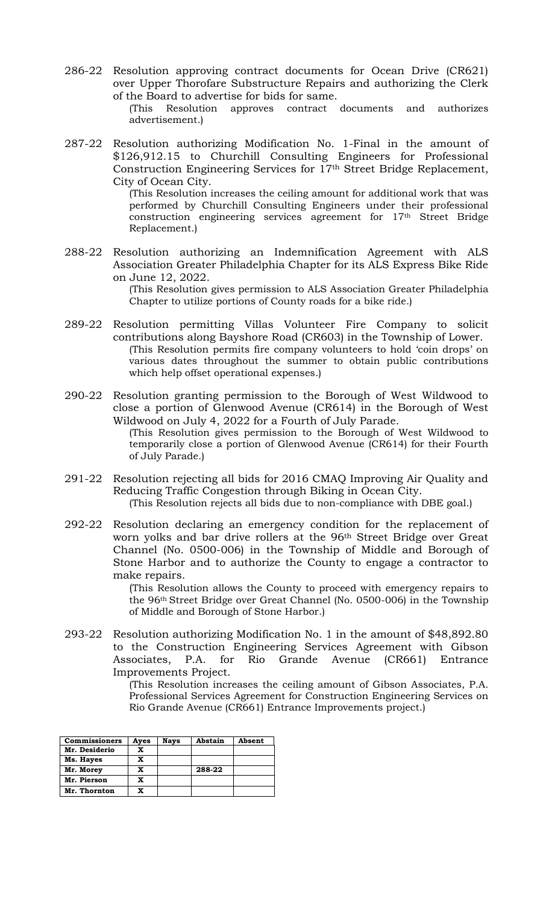286-22 Resolution approving contract documents for Ocean Drive (CR621) over Upper Thorofare Substructure Repairs and authorizing the Clerk of the Board to advertise for bids for same.

(This Resolution approves contract documents and authorizes advertisement.)

287-22 Resolution authorizing Modification No. 1-Final in the amount of $126,912.15 to Churchill Consulting Engineers for Professional Construction Engineering Services for 17th Street Bridge Replacement, City of Ocean City.

(This Resolution increases the ceiling amount for additional work that was performed by Churchill Consulting Engineers under their professional construction engineering services agreement for 17th Street Bridge Replacement.)

288-22 Resolution authorizing an Indemnification Agreement with ALS Association Greater Philadelphia Chapter for its ALS Express Bike Ride on June 12, 2022.

(This Resolution gives permission to ALS Association Greater Philadelphia Chapter to utilize portions of County roads for a bike ride.)

289-22 Resolution permitting Villas Volunteer Fire Company to solicit contributions along Bayshore Road (CR603) in the Township of Lower.

(This Resolution permits fire company volunteers to hold 'coin drops' on various dates throughout the summer to obtain public contributions which help offset operational expenses.)

290-22 Resolution granting permission to the Borough of West Wildwood to close a portion of Glenwood Avenue (CR614) in the Borough of West Wildwood on July 4, 2022 for a Fourth of July Parade.

(This Resolution gives permission to the Borough of West Wildwood to temporarily close a portion of Glenwood Avenue (CR614) for their Fourth of July Parade.)

291-22 Resolution rejecting all bids for 2016 CMAQ Improving Air Quality and Reducing Traffic Congestion through Biking in Ocean City.

(This Resolution rejects all bids due to non-compliance with DBE goal.)

292-22 Resolution declaring an emergency condition for the replacement of worn yolks and bar drive rollers at the 96th Street Bridge over Great Channel (No. 0500-006) in the Township of Middle and Borough of Stone Harbor and to authorize the County to engage a contractor to make repairs.

(This Resolution allows the County to proceed with emergency repairs to the 96th Street Bridge over Great Channel (No. 0500-006) in the Township of Middle and Borough of Stone Harbor.)

293-22 Resolution authorizing Modification No. 1 in the amount of $48,892.80 to the Construction Engineering Services Agreement with Gibson Associates, P.A. for Rio Grande Avenue (CR661) Entrance Improvements Project.

(This Resolution increases the ceiling amount of Gibson Associates, P.A. Professional Services Agreement for Construction Engineering Services on Rio Grande Avenue (CR661) Entrance Improvements project.)

| Commissioners | Ayes | Nays | Abstain | Absent |
|---|---|---|---|---|
| Mr. Desiderio | X | | | |
| Ms. Hayes | X | | | |
| Mr. Morey | X | | 288-22 | |
| Mr. Pierson | X | | | |
| Mr. Thornton | X | | | |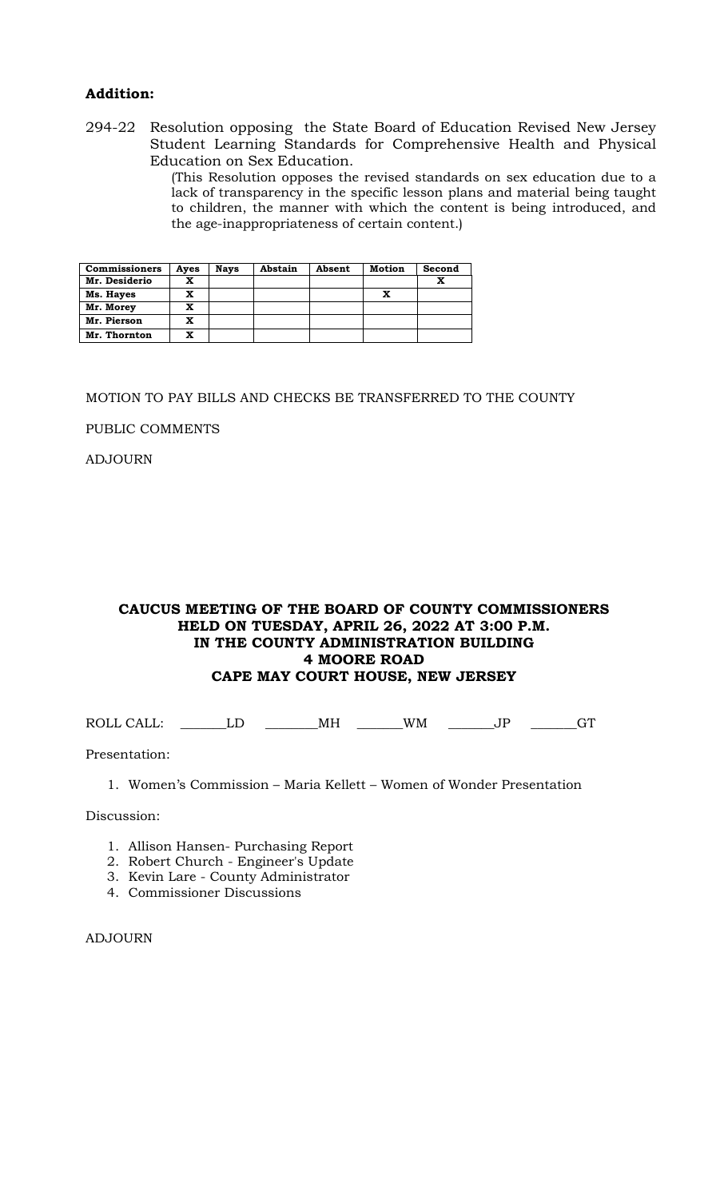**Addition:**

294-22 Resolution opposing the State Board of Education Revised New Jersey Student Learning Standards for Comprehensive Health and Physical Education on Sex Education.

(This Resolution opposes the revised standards on sex education due to a lack of transparency in the specific lesson plans and material being taught to children, the manner with which the content is being introduced, and the age-inappropriateness of certain content.)

| Commissioners | Ayes | Nays | Abstain | Absent | Motion | Second |
|---|---|---|---|---|---|---|
| Mr. Desiderio | X | | | | | X |
| Ms. Hayes | X | | | | X | |
| Mr. Morey | X | | | | | |
| Mr. Pierson | X | | | | | |
| Mr. Thornton | X | | | | | |

MOTION TO PAY BILLS AND CHECKS BE TRANSFERRED TO THE COUNTY

PUBLIC COMMENTS

ADJOURN

## CAUCUS MEETING OF THE BOARD OF COUNTY COMMISSIONERS HELD ON TUESDAY, APRIL 26, 2022 AT 3:00 P.M. IN THE COUNTY ADMINISTRATION BUILDING 4 MOORE ROAD CAPE MAY COURT HOUSE, NEW JERSEY

ROLL CALL: _______LD ________MH _______WM _______JP _______GT

Presentation:

1. Women's Commission – Maria Kellett – Women of Wonder Presentation

Discussion:

1. Allison Hansen- Purchasing Report
2. Robert Church - Engineer's Update
3. Kevin Lare - County Administrator
4. Commissioner Discussions

ADJOURN